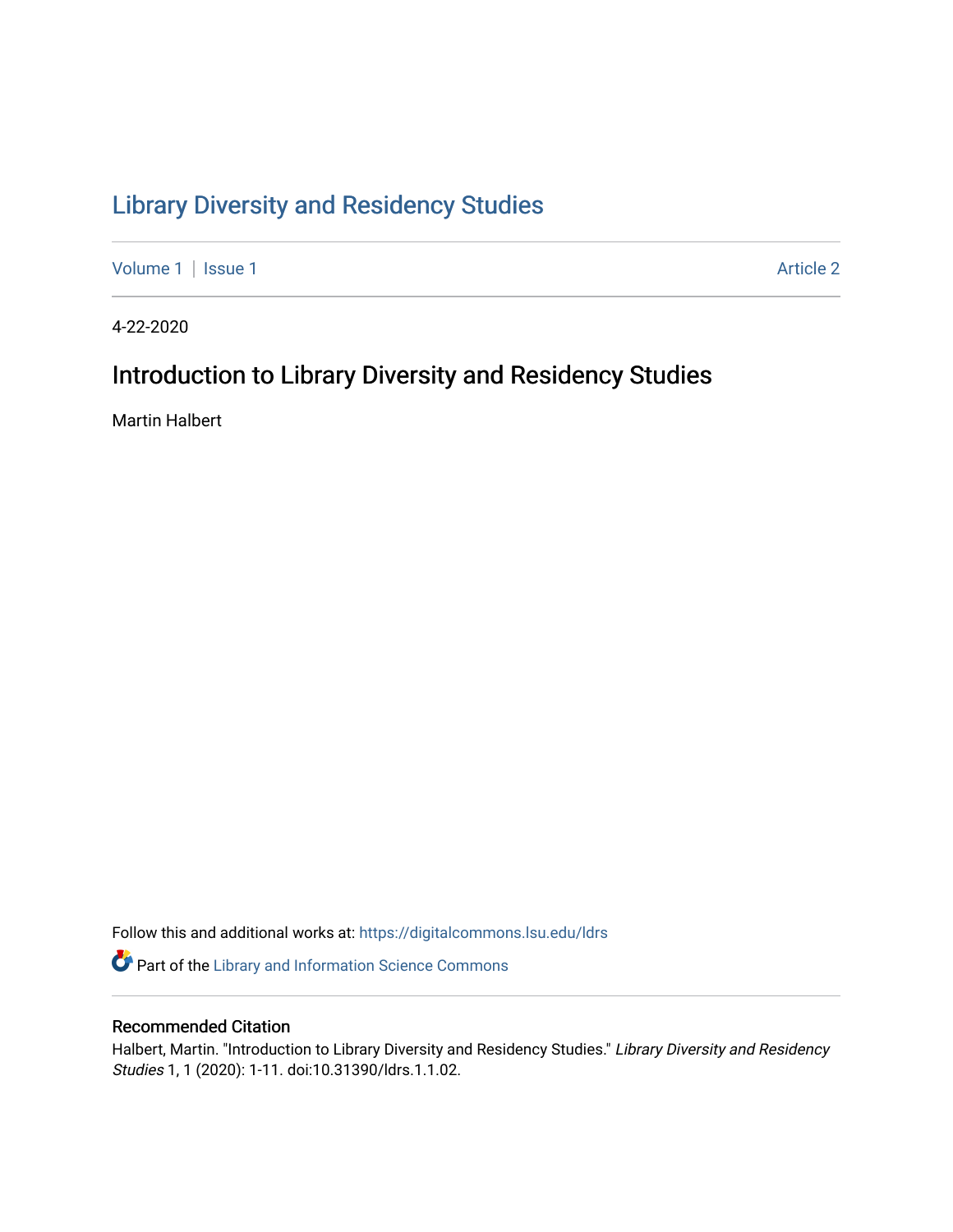# Library Diversity and Residency Studies

Volume 1 | Issue 1 Article 2

4-22-2020

## Introduction to Library Diversity and Residency Studies

Martin Halbert

Follow this and additional works at: https://digitalcommons.lsu.edu/ldrs

Part of the Library and Information Science Commons

### Recommended Citation

Halbert, Martin. "Introduction to Library Diversity and Residency Studies." *Library Diversity and Residency Studies* 1, 1 (2020): 1-11. doi:10.31390/ldrs.1.1.02.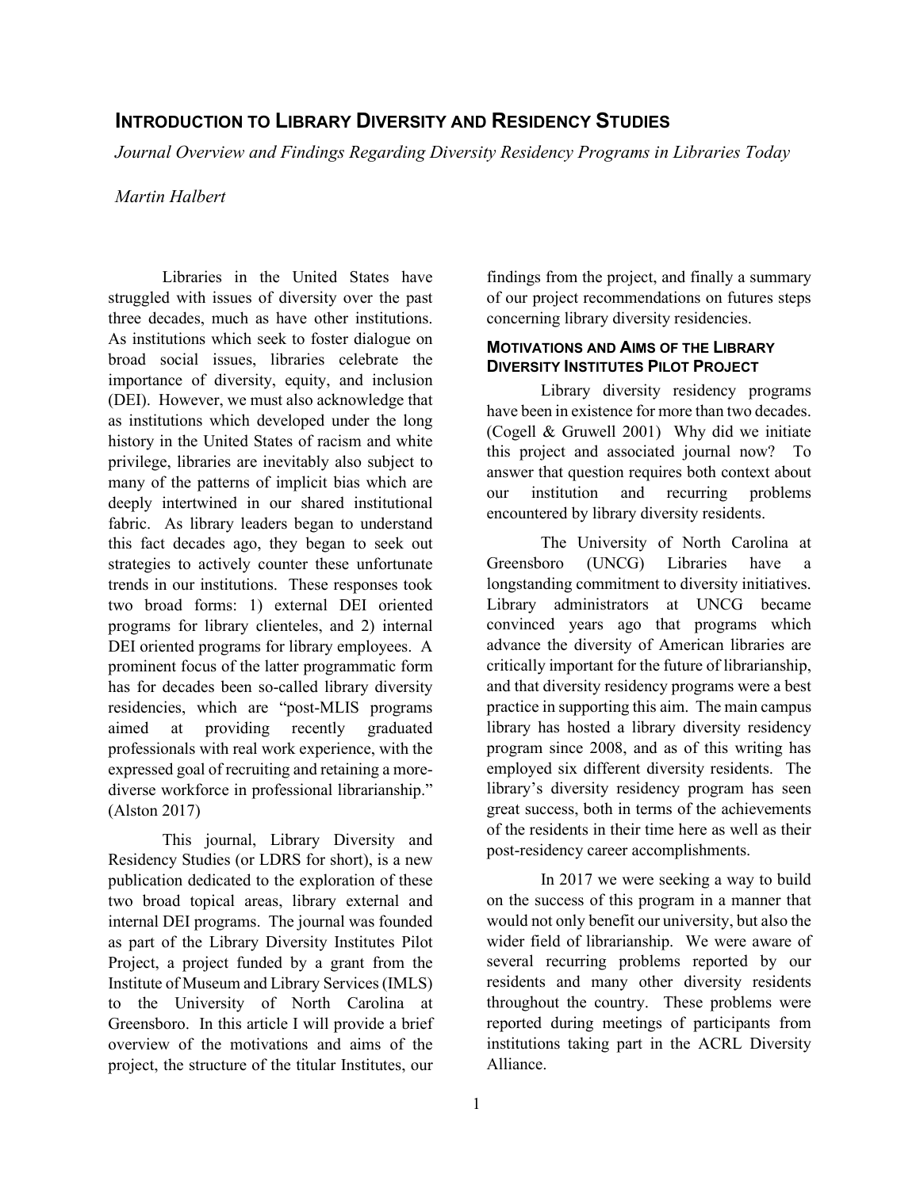# INTRODUCTION TO LIBRARY DIVERSITY AND RESIDENCY STUDIES

*Journal Overview and Findings Regarding Diversity Residency Programs in Libraries Today*

*Martin Halbert*

Libraries in the United States have struggled with issues of diversity over the past three decades, much as have other institutions. As institutions which seek to foster dialogue on broad social issues, libraries celebrate the importance of diversity, equity, and inclusion (DEI). However, we must also acknowledge that as institutions which developed under the long history in the United States of racism and white privilege, libraries are inevitably also subject to many of the patterns of implicit bias which are deeply intertwined in our shared institutional fabric. As library leaders began to understand this fact decades ago, they began to seek out strategies to actively counter these unfortunate trends in our institutions. These responses took two broad forms: 1) external DEI oriented programs for library clienteles, and 2) internal DEI oriented programs for library employees. A prominent focus of the latter programmatic form has for decades been so-called library diversity residencies, which are "post-MLIS programs aimed at providing recently graduated professionals with real work experience, with the expressed goal of recruiting and retaining a more-diverse workforce in professional librarianship." (Alston 2017)

This journal, Library Diversity and Residency Studies (or LDRS for short), is a new publication dedicated to the exploration of these two broad topical areas, library external and internal DEI programs. The journal was founded as part of the Library Diversity Institutes Pilot Project, a project funded by a grant from the Institute of Museum and Library Services (IMLS) to the University of North Carolina at Greensboro. In this article I will provide a brief overview of the motivations and aims of the project, the structure of the titular Institutes, our findings from the project, and finally a summary of our project recommendations on futures steps concerning library diversity residencies.

## MOTIVATIONS AND AIMS OF THE LIBRARY DIVERSITY INSTITUTES PILOT PROJECT

Library diversity residency programs have been in existence for more than two decades. (Cogell & Gruwell 2001) Why did we initiate this project and associated journal now? To answer that question requires both context about our institution and recurring problems encountered by library diversity residents.

The University of North Carolina at Greensboro (UNCG) Libraries have a longstanding commitment to diversity initiatives. Library administrators at UNCG became convinced years ago that programs which advance the diversity of American libraries are critically important for the future of librarianship, and that diversity residency programs were a best practice in supporting this aim. The main campus library has hosted a library diversity residency program since 2008, and as of this writing has employed six different diversity residents. The library's diversity residency program has seen great success, both in terms of the achievements of the residents in their time here as well as their post-residency career accomplishments.

In 2017 we were seeking a way to build on the success of this program in a manner that would not only benefit our university, but also the wider field of librarianship. We were aware of several recurring problems reported by our residents and many other diversity residents throughout the country. These problems were reported during meetings of participants from institutions taking part in the ACRL Diversity Alliance.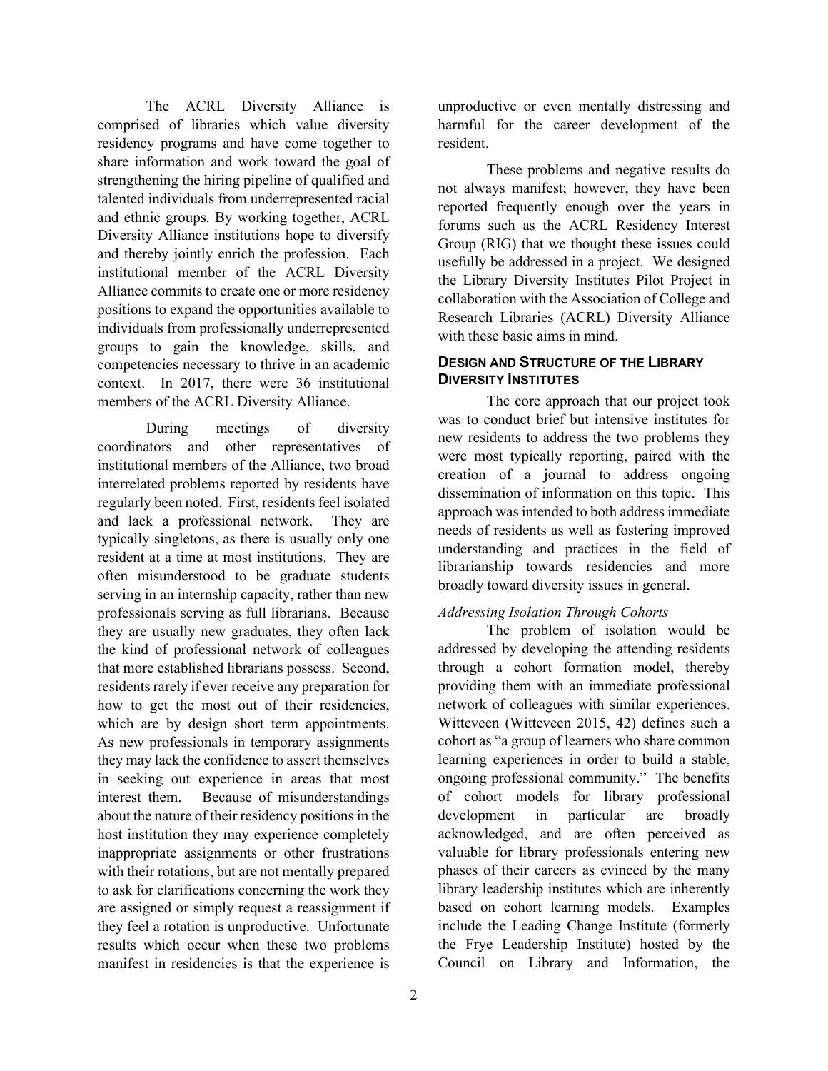The ACRL Diversity Alliance is comprised of libraries which value diversity residency programs and have come together to share information and work toward the goal of strengthening the hiring pipeline of qualified and talented individuals from underrepresented racial and ethnic groups. By working together, ACRL Diversity Alliance institutions hope to diversify and thereby jointly enrich the profession. Each institutional member of the ACRL Diversity Alliance commits to create one or more residency positions to expand the opportunities available to individuals from professionally underrepresented groups to gain the knowledge, skills, and competencies necessary to thrive in an academic context. In 2017, there were 36 institutional members of the ACRL Diversity Alliance.

During meetings of diversity coordinators and other representatives of institutional members of the Alliance, two broad interrelated problems reported by residents have regularly been noted. First, residents feel isolated and lack a professional network. They are typically singletons, as there is usually only one resident at a time at most institutions. They are often misunderstood to be graduate students serving in an internship capacity, rather than new professionals serving as full librarians. Because they are usually new graduates, they often lack the kind of professional network of colleagues that more established librarians possess. Second, residents rarely if ever receive any preparation for how to get the most out of their residencies, which are by design short term appointments. As new professionals in temporary assignments they may lack the confidence to assert themselves in seeking out experience in areas that most interest them. Because of misunderstandings about the nature of their residency positions in the host institution they may experience completely inappropriate assignments or other frustrations with their rotations, but are not mentally prepared to ask for clarifications concerning the work they are assigned or simply request a reassignment if they feel a rotation is unproductive. Unfortunate results which occur when these two problems manifest in residencies is that the experience is unproductive or even mentally distressing and harmful for the career development of the resident.

These problems and negative results do not always manifest; however, they have been reported frequently enough over the years in forums such as the ACRL Residency Interest Group (RIG) that we thought these issues could usefully be addressed in a project. We designed the Library Diversity Institutes Pilot Project in collaboration with the Association of College and Research Libraries (ACRL) Diversity Alliance with these basic aims in mind.

## DESIGN AND STRUCTURE OF THE LIBRARY DIVERSITY INSTITUTES

The core approach that our project took was to conduct brief but intensive institutes for new residents to address the two problems they were most typically reporting, paired with the creation of a journal to address ongoing dissemination of information on this topic. This approach was intended to both address immediate needs of residents as well as fostering improved understanding and practices in the field of librarianship towards residencies and more broadly toward diversity issues in general.

### *Addressing Isolation Through Cohorts*

The problem of isolation would be addressed by developing the attending residents through a cohort formation model, thereby providing them with an immediate professional network of colleagues with similar experiences. Witteveen (Witteveen 2015, 42) defines such a cohort as "a group of learners who share common learning experiences in order to build a stable, ongoing professional community." The benefits of cohort models for library professional development in particular are broadly acknowledged, and are often perceived as valuable for library professionals entering new phases of their careers as evinced by the many library leadership institutes which are inherently based on cohort learning models. Examples include the Leading Change Institute (formerly the Frye Leadership Institute) hosted by the Council on Library and Information, the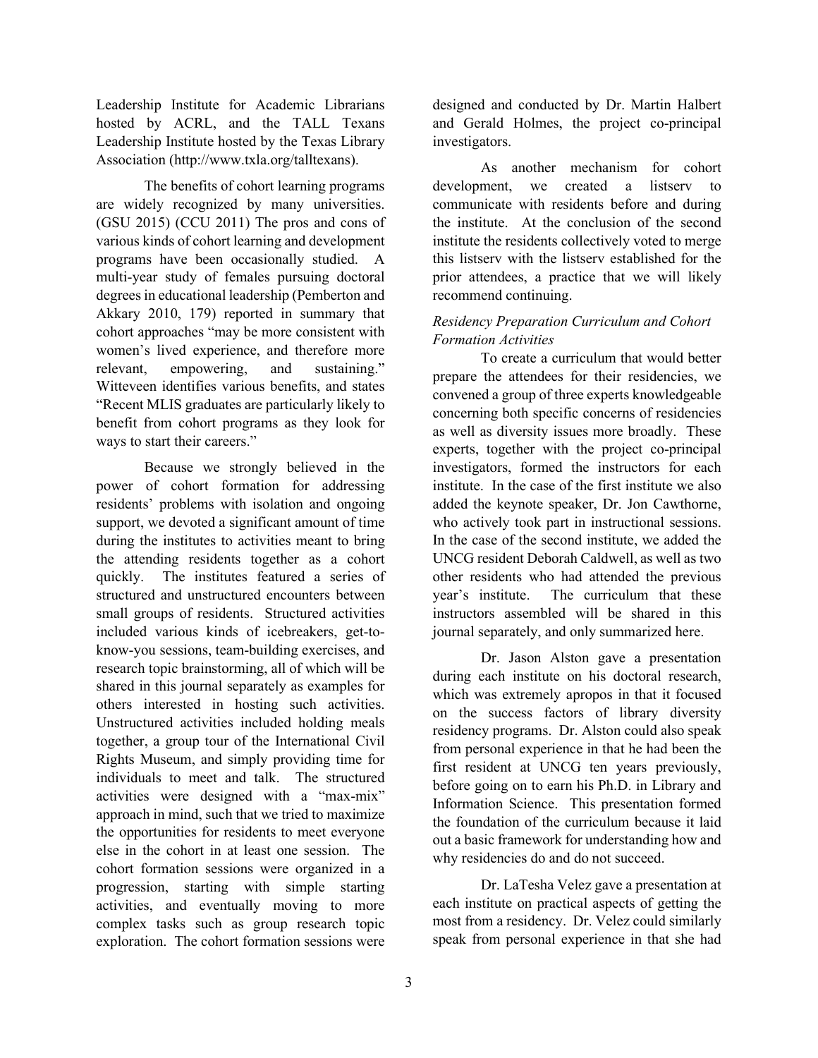Leadership Institute for Academic Librarians hosted by ACRL, and the TALL Texans Leadership Institute hosted by the Texas Library Association (http://www.txla.org/talltexans).

The benefits of cohort learning programs are widely recognized by many universities. (GSU 2015) (CCU 2011) The pros and cons of various kinds of cohort learning and development programs have been occasionally studied. A multi-year study of females pursuing doctoral degrees in educational leadership (Pemberton and Akkary 2010, 179) reported in summary that cohort approaches "may be more consistent with women's lived experience, and therefore more relevant, empowering, and sustaining." Witteveen identifies various benefits, and states "Recent MLIS graduates are particularly likely to benefit from cohort programs as they look for ways to start their careers."

Because we strongly believed in the power of cohort formation for addressing residents' problems with isolation and ongoing support, we devoted a significant amount of time during the institutes to activities meant to bring the attending residents together as a cohort quickly. The institutes featured a series of structured and unstructured encounters between small groups of residents. Structured activities included various kinds of icebreakers, get-to-know-you sessions, team-building exercises, and research topic brainstorming, all of which will be shared in this journal separately as examples for others interested in hosting such activities. Unstructured activities included holding meals together, a group tour of the International Civil Rights Museum, and simply providing time for individuals to meet and talk. The structured activities were designed with a "max-mix" approach in mind, such that we tried to maximize the opportunities for residents to meet everyone else in the cohort in at least one session. The cohort formation sessions were organized in a progression, starting with simple starting activities, and eventually moving to more complex tasks such as group research topic exploration. The cohort formation sessions were designed and conducted by Dr. Martin Halbert and Gerald Holmes, the project co-principal investigators.

As another mechanism for cohort development, we created a listserv to communicate with residents before and during the institute. At the conclusion of the second institute the residents collectively voted to merge this listserv with the listserv established for the prior attendees, a practice that we will likely recommend continuing.

*Residency Preparation Curriculum and Cohort Formation Activities*

To create a curriculum that would better prepare the attendees for their residencies, we convened a group of three experts knowledgeable concerning both specific concerns of residencies as well as diversity issues more broadly. These experts, together with the project co-principal investigators, formed the instructors for each institute. In the case of the first institute we also added the keynote speaker, Dr. Jon Cawthorne, who actively took part in instructional sessions. In the case of the second institute, we added the UNCG resident Deborah Caldwell, as well as two other residents who had attended the previous year's institute. The curriculum that these instructors assembled will be shared in this journal separately, and only summarized here.

Dr. Jason Alston gave a presentation during each institute on his doctoral research, which was extremely apropos in that it focused on the success factors of library diversity residency programs. Dr. Alston could also speak from personal experience in that he had been the first resident at UNCG ten years previously, before going on to earn his Ph.D. in Library and Information Science. This presentation formed the foundation of the curriculum because it laid out a basic framework for understanding how and why residencies do and do not succeed.

Dr. LaTesha Velez gave a presentation at each institute on practical aspects of getting the most from a residency. Dr. Velez could similarly speak from personal experience in that she had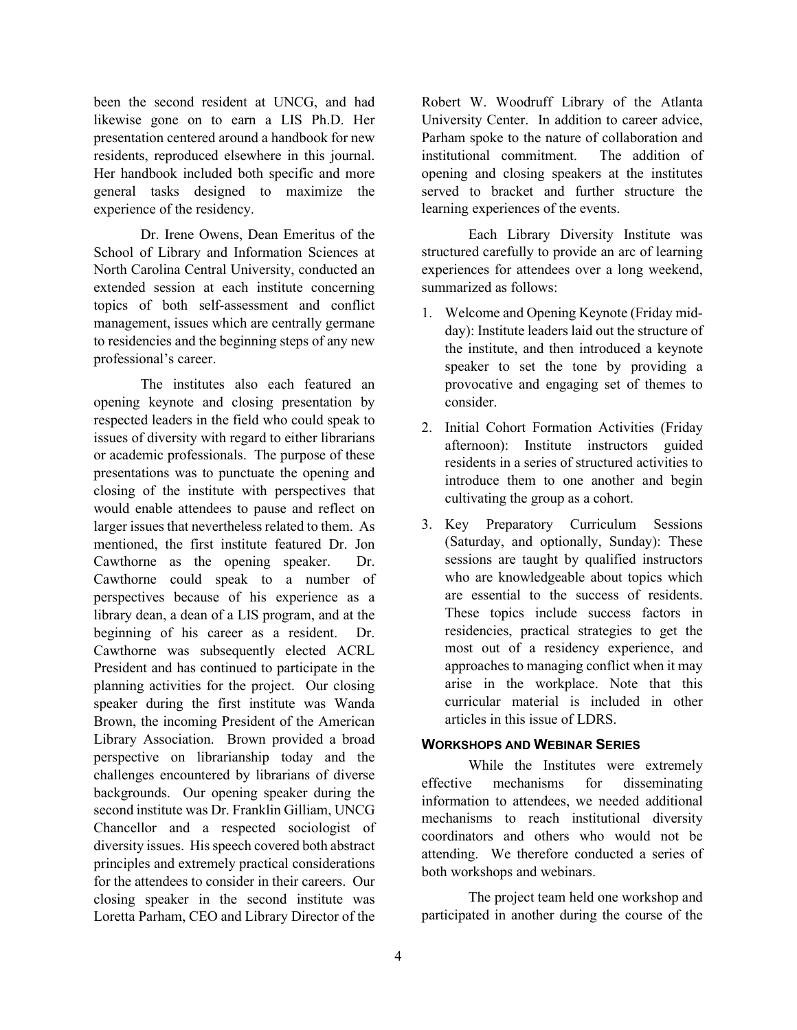been the second resident at UNCG, and had likewise gone on to earn a LIS Ph.D. Her presentation centered around a handbook for new residents, reproduced elsewhere in this journal. Her handbook included both specific and more general tasks designed to maximize the experience of the residency.

Dr. Irene Owens, Dean Emeritus of the School of Library and Information Sciences at North Carolina Central University, conducted an extended session at each institute concerning topics of both self-assessment and conflict management, issues which are centrally germane to residencies and the beginning steps of any new professional's career.

The institutes also each featured an opening keynote and closing presentation by respected leaders in the field who could speak to issues of diversity with regard to either librarians or academic professionals. The purpose of these presentations was to punctuate the opening and closing of the institute with perspectives that would enable attendees to pause and reflect on larger issues that nevertheless related to them. As mentioned, the first institute featured Dr. Jon Cawthorne as the opening speaker. Dr. Cawthorne could speak to a number of perspectives because of his experience as a library dean, a dean of a LIS program, and at the beginning of his career as a resident. Dr. Cawthorne was subsequently elected ACRL President and has continued to participate in the planning activities for the project. Our closing speaker during the first institute was Wanda Brown, the incoming President of the American Library Association. Brown provided a broad perspective on librarianship today and the challenges encountered by librarians of diverse backgrounds. Our opening speaker during the second institute was Dr. Franklin Gilliam, UNCG Chancellor and a respected sociologist of diversity issues. His speech covered both abstract principles and extremely practical considerations for the attendees to consider in their careers. Our closing speaker in the second institute was Loretta Parham, CEO and Library Director of the Robert W. Woodruff Library of the Atlanta University Center. In addition to career advice, Parham spoke to the nature of collaboration and institutional commitment. The addition of opening and closing speakers at the institutes served to bracket and further structure the learning experiences of the events.

Each Library Diversity Institute was structured carefully to provide an arc of learning experiences for attendees over a long weekend, summarized as follows:

1. Welcome and Opening Keynote (Friday mid-day): Institute leaders laid out the structure of the institute, and then introduced a keynote speaker to set the tone by providing a provocative and engaging set of themes to consider.
2. Initial Cohort Formation Activities (Friday afternoon): Institute instructors guided residents in a series of structured activities to introduce them to one another and begin cultivating the group as a cohort.
3. Key Preparatory Curriculum Sessions (Saturday, and optionally, Sunday): These sessions are taught by qualified instructors who are knowledgeable about topics which are essential to the success of residents. These topics include success factors in residencies, practical strategies to get the most out of a residency experience, and approaches to managing conflict when it may arise in the workplace. Note that this curricular material is included in other articles in this issue of LDRS.

### Workshops and Webinar Series

While the Institutes were extremely effective mechanisms for disseminating information to attendees, we needed additional mechanisms to reach institutional diversity coordinators and others who would not be attending. We therefore conducted a series of both workshops and webinars.

The project team held one workshop and participated in another during the course of the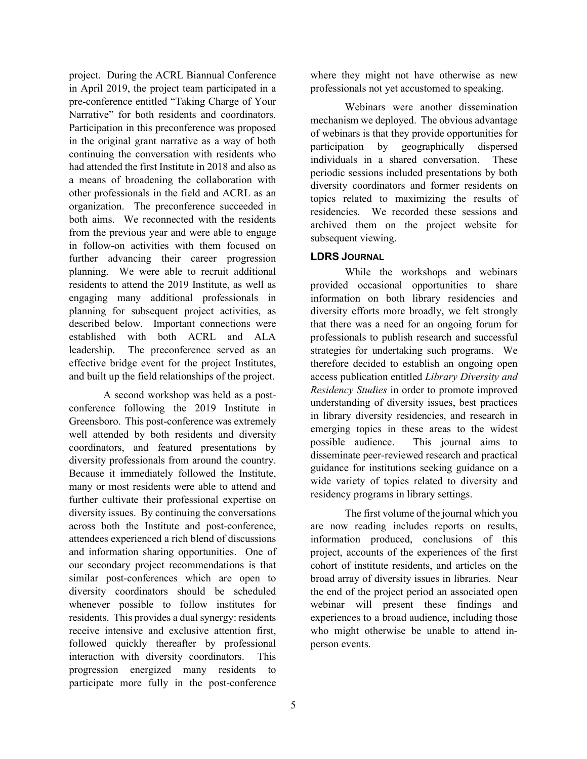project. During the ACRL Biannual Conference in April 2019, the project team participated in a pre-conference entitled "Taking Charge of Your Narrative" for both residents and coordinators. Participation in this preconference was proposed in the original grant narrative as a way of both continuing the conversation with residents who had attended the first Institute in 2018 and also as a means of broadening the collaboration with other professionals in the field and ACRL as an organization. The preconference succeeded in both aims. We reconnected with the residents from the previous year and were able to engage in follow-on activities with them focused on further advancing their career progression planning. We were able to recruit additional residents to attend the 2019 Institute, as well as engaging many additional professionals in planning for subsequent project activities, as described below. Important connections were established with both ACRL and ALA leadership. The preconference served as an effective bridge event for the project Institutes, and built up the field relationships of the project.

A second workshop was held as a post-conference following the 2019 Institute in Greensboro. This post-conference was extremely well attended by both residents and diversity coordinators, and featured presentations by diversity professionals from around the country. Because it immediately followed the Institute, many or most residents were able to attend and further cultivate their professional expertise on diversity issues. By continuing the conversations across both the Institute and post-conference, attendees experienced a rich blend of discussions and information sharing opportunities. One of our secondary project recommendations is that similar post-conferences which are open to diversity coordinators should be scheduled whenever possible to follow institutes for residents. This provides a dual synergy: residents receive intensive and exclusive attention first, followed quickly thereafter by professional interaction with diversity coordinators. This progression energized many residents to participate more fully in the post-conference where they might not have otherwise as new professionals not yet accustomed to speaking.

Webinars were another dissemination mechanism we deployed. The obvious advantage of webinars is that they provide opportunities for participation by geographically dispersed individuals in a shared conversation. These periodic sessions included presentations by both diversity coordinators and former residents on topics related to maximizing the results of residencies. We recorded these sessions and archived them on the project website for subsequent viewing.

### LDRS Journal

While the workshops and webinars provided occasional opportunities to share information on both library residencies and diversity efforts more broadly, we felt strongly that there was a need for an ongoing forum for professionals to publish research and successful strategies for undertaking such programs. We therefore decided to establish an ongoing open access publication entitled *Library Diversity and Residency Studies* in order to promote improved understanding of diversity issues, best practices in library diversity residencies, and research in emerging topics in these areas to the widest possible audience. This journal aims to disseminate peer-reviewed research and practical guidance for institutions seeking guidance on a wide variety of topics related to diversity and residency programs in library settings.

The first volume of the journal which you are now reading includes reports on results, information produced, conclusions of this project, accounts of the experiences of the first cohort of institute residents, and articles on the broad array of diversity issues in libraries. Near the end of the project period an associated open webinar will present these findings and experiences to a broad audience, including those who might otherwise be unable to attend in-person events.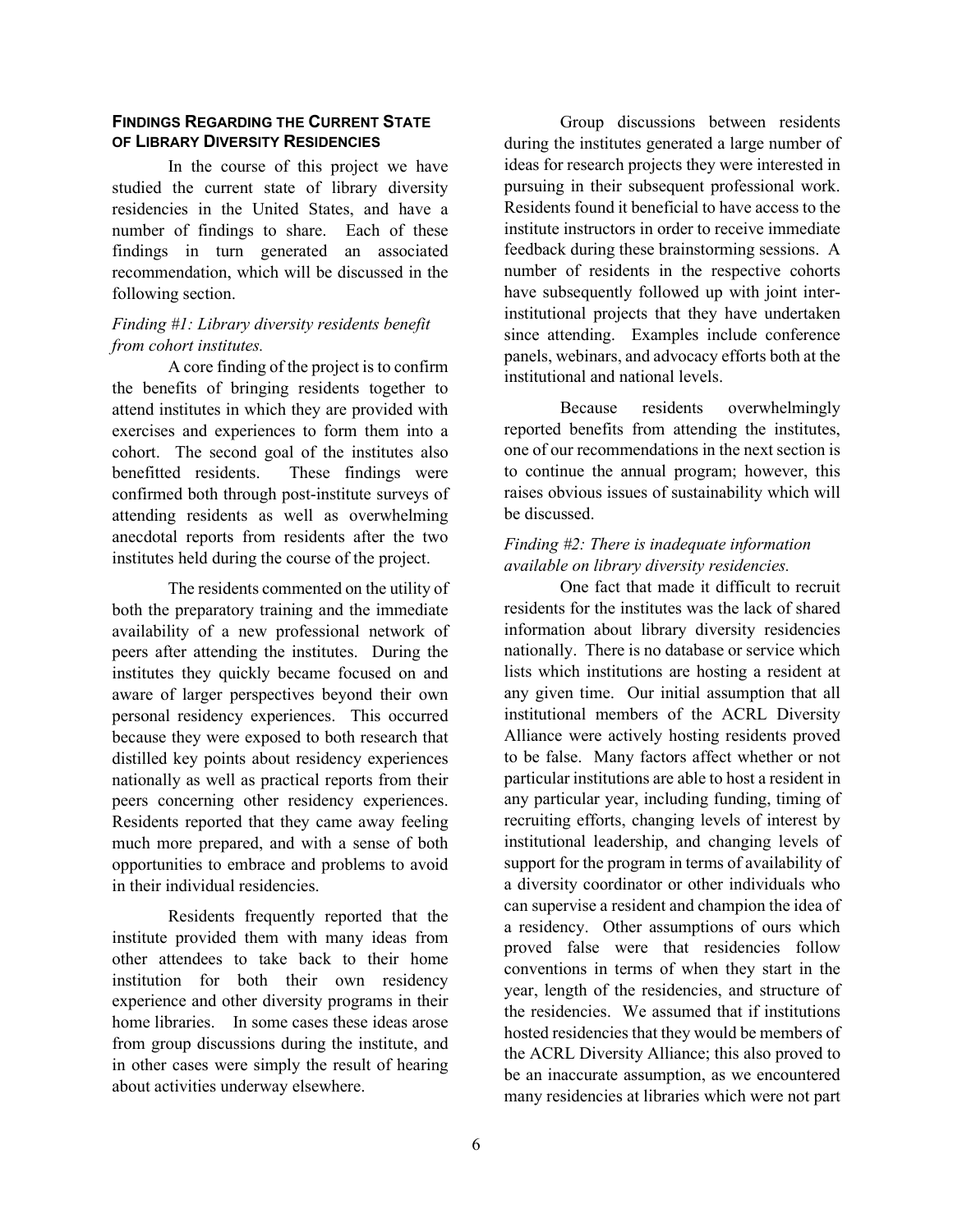### FINDINGS REGARDING THE CURRENT STATE OF LIBRARY DIVERSITY RESIDENCIES

In the course of this project we have studied the current state of library diversity residencies in the United States, and have a number of findings to share. Each of these findings in turn generated an associated recommendation, which will be discussed in the following section.

*Finding #1: Library diversity residents benefit from cohort institutes.*

A core finding of the project is to confirm the benefits of bringing residents together to attend institutes in which they are provided with exercises and experiences to form them into a cohort. The second goal of the institutes also benefitted residents. These findings were confirmed both through post-institute surveys of attending residents as well as overwhelming anecdotal reports from residents after the two institutes held during the course of the project.

The residents commented on the utility of both the preparatory training and the immediate availability of a new professional network of peers after attending the institutes. During the institutes they quickly became focused on and aware of larger perspectives beyond their own personal residency experiences. This occurred because they were exposed to both research that distilled key points about residency experiences nationally as well as practical reports from their peers concerning other residency experiences. Residents reported that they came away feeling much more prepared, and with a sense of both opportunities to embrace and problems to avoid in their individual residencies.

Residents frequently reported that the institute provided them with many ideas from other attendees to take back to their home institution for both their own residency experience and other diversity programs in their home libraries. In some cases these ideas arose from group discussions during the institute, and in other cases were simply the result of hearing about activities underway elsewhere.

Group discussions between residents during the institutes generated a large number of ideas for research projects they were interested in pursuing in their subsequent professional work. Residents found it beneficial to have access to the institute instructors in order to receive immediate feedback during these brainstorming sessions. A number of residents in the respective cohorts have subsequently followed up with joint inter-institutional projects that they have undertaken since attending. Examples include conference panels, webinars, and advocacy efforts both at the institutional and national levels.

Because residents overwhelmingly reported benefits from attending the institutes, one of our recommendations in the next section is to continue the annual program; however, this raises obvious issues of sustainability which will be discussed.

*Finding #2: There is inadequate information available on library diversity residencies.*

One fact that made it difficult to recruit residents for the institutes was the lack of shared information about library diversity residencies nationally. There is no database or service which lists which institutions are hosting a resident at any given time. Our initial assumption that all institutional members of the ACRL Diversity Alliance were actively hosting residents proved to be false. Many factors affect whether or not particular institutions are able to host a resident in any particular year, including funding, timing of recruiting efforts, changing levels of interest by institutional leadership, and changing levels of support for the program in terms of availability of a diversity coordinator or other individuals who can supervise a resident and champion the idea of a residency. Other assumptions of ours which proved false were that residencies follow conventions in terms of when they start in the year, length of the residencies, and structure of the residencies. We assumed that if institutions hosted residencies that they would be members of the ACRL Diversity Alliance; this also proved to be an inaccurate assumption, as we encountered many residencies at libraries which were not part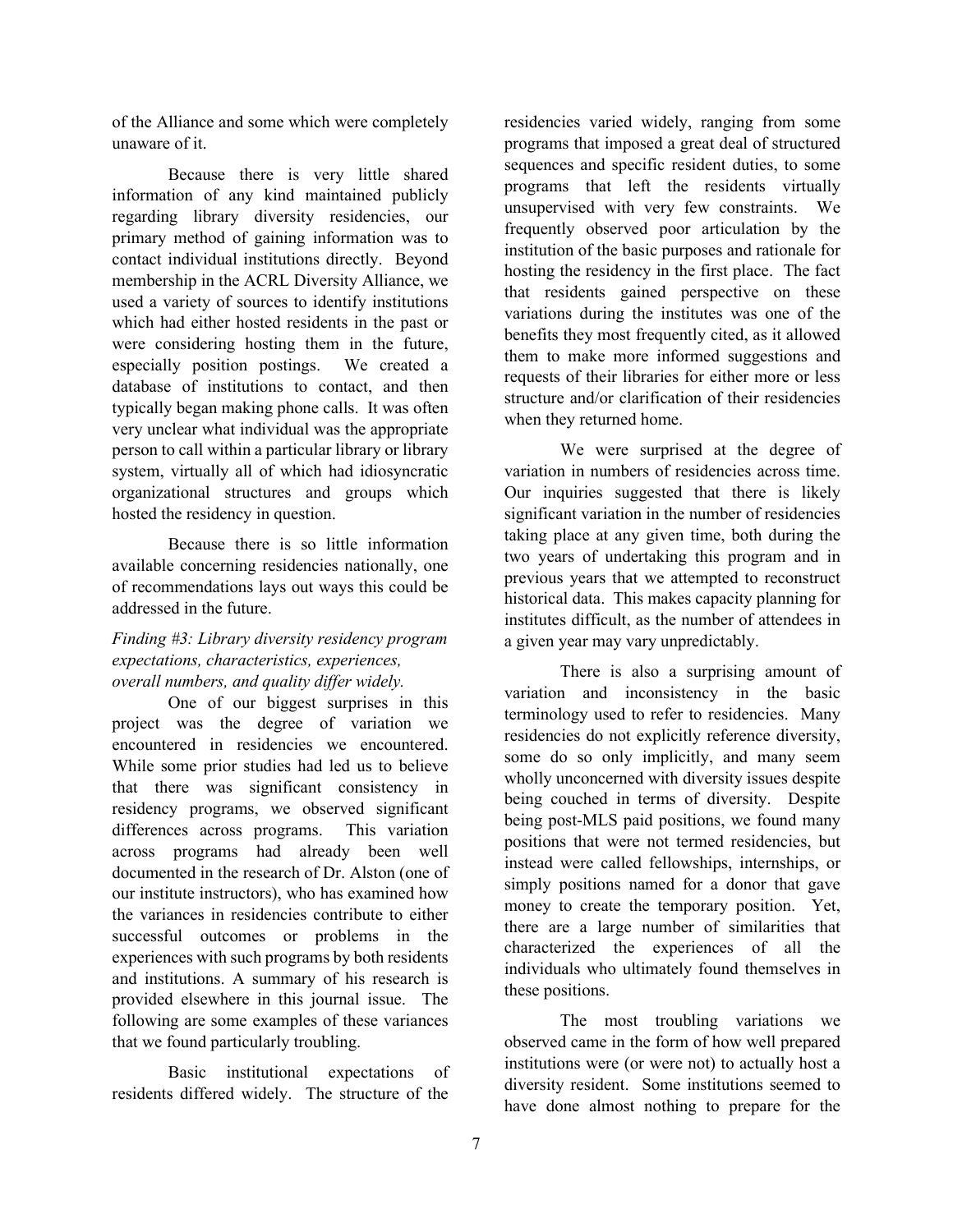of the Alliance and some which were completely unaware of it.

Because there is very little shared information of any kind maintained publicly regarding library diversity residencies, our primary method of gaining information was to contact individual institutions directly. Beyond membership in the ACRL Diversity Alliance, we used a variety of sources to identify institutions which had either hosted residents in the past or were considering hosting them in the future, especially position postings. We created a database of institutions to contact, and then typically began making phone calls. It was often very unclear what individual was the appropriate person to call within a particular library or library system, virtually all of which had idiosyncratic organizational structures and groups which hosted the residency in question.

Because there is so little information available concerning residencies nationally, one of recommendations lays out ways this could be addressed in the future.

*Finding #3: Library diversity residency program expectations, characteristics, experiences, overall numbers, and quality differ widely.*

One of our biggest surprises in this project was the degree of variation we encountered in residencies we encountered. While some prior studies had led us to believe that there was significant consistency in residency programs, we observed significant differences across programs. This variation across programs had already been well documented in the research of Dr. Alston (one of our institute instructors), who has examined how the variances in residencies contribute to either successful outcomes or problems in the experiences with such programs by both residents and institutions. A summary of his research is provided elsewhere in this journal issue. The following are some examples of these variances that we found particularly troubling.

Basic institutional expectations of residents differed widely. The structure of the residencies varied widely, ranging from some programs that imposed a great deal of structured sequences and specific resident duties, to some programs that left the residents virtually unsupervised with very few constraints. We frequently observed poor articulation by the institution of the basic purposes and rationale for hosting the residency in the first place. The fact that residents gained perspective on these variations during the institutes was one of the benefits they most frequently cited, as it allowed them to make more informed suggestions and requests of their libraries for either more or less structure and/or clarification of their residencies when they returned home.

We were surprised at the degree of variation in numbers of residencies across time. Our inquiries suggested that there is likely significant variation in the number of residencies taking place at any given time, both during the two years of undertaking this program and in previous years that we attempted to reconstruct historical data. This makes capacity planning for institutes difficult, as the number of attendees in a given year may vary unpredictably.

There is also a surprising amount of variation and inconsistency in the basic terminology used to refer to residencies. Many residencies do not explicitly reference diversity, some do so only implicitly, and many seem wholly unconcerned with diversity issues despite being couched in terms of diversity. Despite being post-MLS paid positions, we found many positions that were not termed residencies, but instead were called fellowships, internships, or simply positions named for a donor that gave money to create the temporary position. Yet, there are a large number of similarities that characterized the experiences of all the individuals who ultimately found themselves in these positions.

The most troubling variations we observed came in the form of how well prepared institutions were (or were not) to actually host a diversity resident. Some institutions seemed to have done almost nothing to prepare for the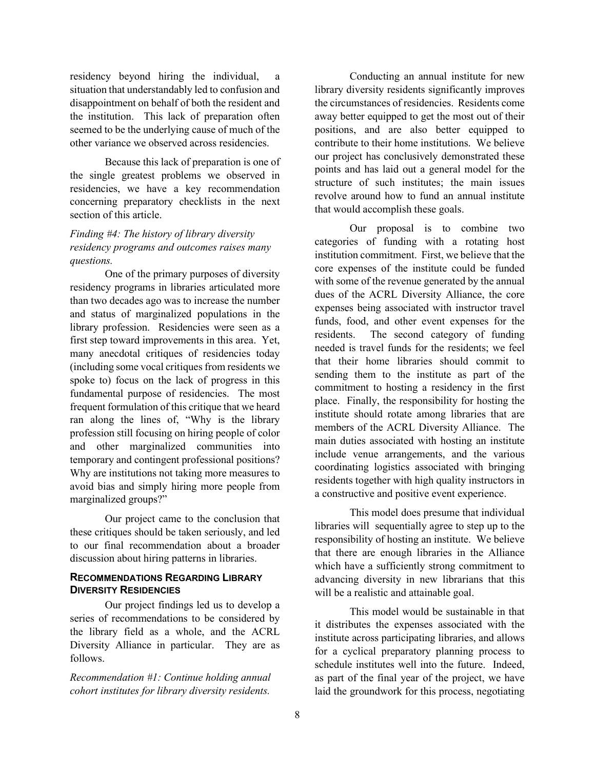residency beyond hiring the individual, a situation that understandably led to confusion and disappointment on behalf of both the resident and the institution. This lack of preparation often seemed to be the underlying cause of much of the other variance we observed across residencies.

Because this lack of preparation is one of the single greatest problems we observed in residencies, we have a key recommendation concerning preparatory checklists in the next section of this article.

*Finding #4: The history of library diversity residency programs and outcomes raises many questions.*

One of the primary purposes of diversity residency programs in libraries articulated more than two decades ago was to increase the number and status of marginalized populations in the library profession. Residencies were seen as a first step toward improvements in this area. Yet, many anecdotal critiques of residencies today (including some vocal critiques from residents we spoke to) focus on the lack of progress in this fundamental purpose of residencies. The most frequent formulation of this critique that we heard ran along the lines of, "Why is the library profession still focusing on hiring people of color and other marginalized communities into temporary and contingent professional positions? Why are institutions not taking more measures to avoid bias and simply hiring more people from marginalized groups?"

Our project came to the conclusion that these critiques should be taken seriously, and led to our final recommendation about a broader discussion about hiring patterns in libraries.

## RECOMMENDATIONS REGARDING LIBRARY DIVERSITY RESIDENCIES

Our project findings led us to develop a series of recommendations to be considered by the library field as a whole, and the ACRL Diversity Alliance in particular. They are as follows.

*Recommendation #1: Continue holding annual cohort institutes for library diversity residents.*

Conducting an annual institute for new library diversity residents significantly improves the circumstances of residencies. Residents come away better equipped to get the most out of their positions, and are also better equipped to contribute to their home institutions. We believe our project has conclusively demonstrated these points and has laid out a general model for the structure of such institutes; the main issues revolve around how to fund an annual institute that would accomplish these goals.

Our proposal is to combine two categories of funding with a rotating host institution commitment. First, we believe that the core expenses of the institute could be funded with some of the revenue generated by the annual dues of the ACRL Diversity Alliance, the core expenses being associated with instructor travel funds, food, and other event expenses for the residents. The second category of funding needed is travel funds for the residents; we feel that their home libraries should commit to sending them to the institute as part of the commitment to hosting a residency in the first place. Finally, the responsibility for hosting the institute should rotate among libraries that are members of the ACRL Diversity Alliance. The main duties associated with hosting an institute include venue arrangements, and the various coordinating logistics associated with bringing residents together with high quality instructors in a constructive and positive event experience.

This model does presume that individual libraries will sequentially agree to step up to the responsibility of hosting an institute. We believe that there are enough libraries in the Alliance which have a sufficiently strong commitment to advancing diversity in new librarians that this will be a realistic and attainable goal.

This model would be sustainable in that it distributes the expenses associated with the institute across participating libraries, and allows for a cyclical preparatory planning process to schedule institutes well into the future. Indeed, as part of the final year of the project, we have laid the groundwork for this process, negotiating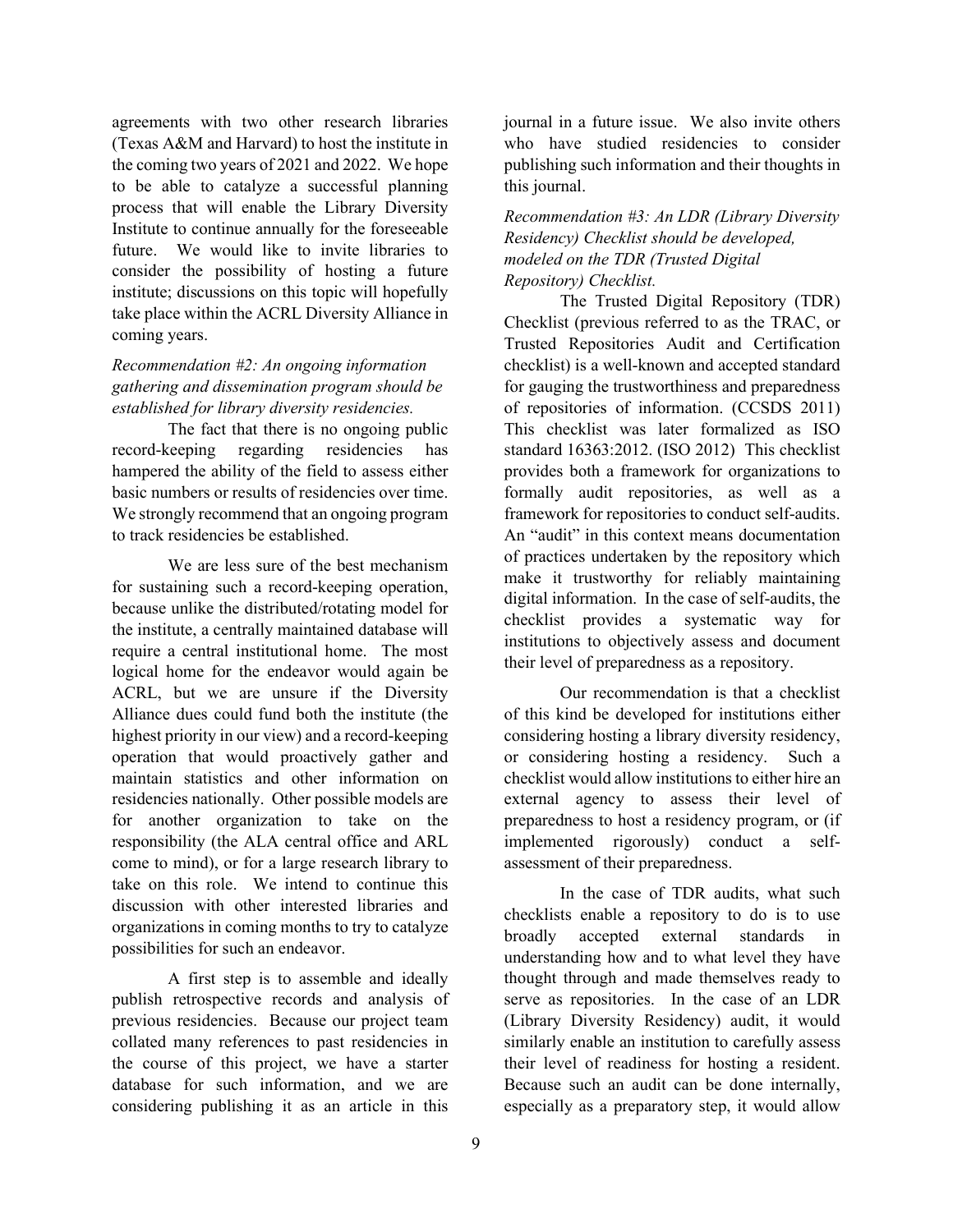agreements with two other research libraries (Texas A&M and Harvard) to host the institute in the coming two years of 2021 and 2022. We hope to be able to catalyze a successful planning process that will enable the Library Diversity Institute to continue annually for the foreseeable future. We would like to invite libraries to consider the possibility of hosting a future institute; discussions on this topic will hopefully take place within the ACRL Diversity Alliance in coming years.

*Recommendation #2: An ongoing information gathering and dissemination program should be established for library diversity residencies.*

The fact that there is no ongoing public record-keeping regarding residencies has hampered the ability of the field to assess either basic numbers or results of residencies over time. We strongly recommend that an ongoing program to track residencies be established.

We are less sure of the best mechanism for sustaining such a record-keeping operation, because unlike the distributed/rotating model for the institute, a centrally maintained database will require a central institutional home. The most logical home for the endeavor would again be ACRL, but we are unsure if the Diversity Alliance dues could fund both the institute (the highest priority in our view) and a record-keeping operation that would proactively gather and maintain statistics and other information on residencies nationally. Other possible models are for another organization to take on the responsibility (the ALA central office and ARL come to mind), or for a large research library to take on this role. We intend to continue this discussion with other interested libraries and organizations in coming months to try to catalyze possibilities for such an endeavor.

A first step is to assemble and ideally publish retrospective records and analysis of previous residencies. Because our project team collated many references to past residencies in the course of this project, we have a starter database for such information, and we are considering publishing it as an article in this journal in a future issue. We also invite others who have studied residencies to consider publishing such information and their thoughts in this journal.

*Recommendation #3: An LDR (Library Diversity Residency) Checklist should be developed, modeled on the TDR (Trusted Digital Repository) Checklist.*

The Trusted Digital Repository (TDR) Checklist (previous referred to as the TRAC, or Trusted Repositories Audit and Certification checklist) is a well-known and accepted standard for gauging the trustworthiness and preparedness of repositories of information. (CCSDS 2011) This checklist was later formalized as ISO standard 16363:2012. (ISO 2012) This checklist provides both a framework for organizations to formally audit repositories, as well as a framework for repositories to conduct self-audits. An "audit" in this context means documentation of practices undertaken by the repository which make it trustworthy for reliably maintaining digital information. In the case of self-audits, the checklist provides a systematic way for institutions to objectively assess and document their level of preparedness as a repository.

Our recommendation is that a checklist of this kind be developed for institutions either considering hosting a library diversity residency, or considering hosting a residency. Such a checklist would allow institutions to either hire an external agency to assess their level of preparedness to host a residency program, or (if implemented rigorously) conduct a self-assessment of their preparedness.

In the case of TDR audits, what such checklists enable a repository to do is to use broadly accepted external standards in understanding how and to what level they have thought through and made themselves ready to serve as repositories. In the case of an LDR (Library Diversity Residency) audit, it would similarly enable an institution to carefully assess their level of readiness for hosting a resident. Because such an audit can be done internally, especially as a preparatory step, it would allow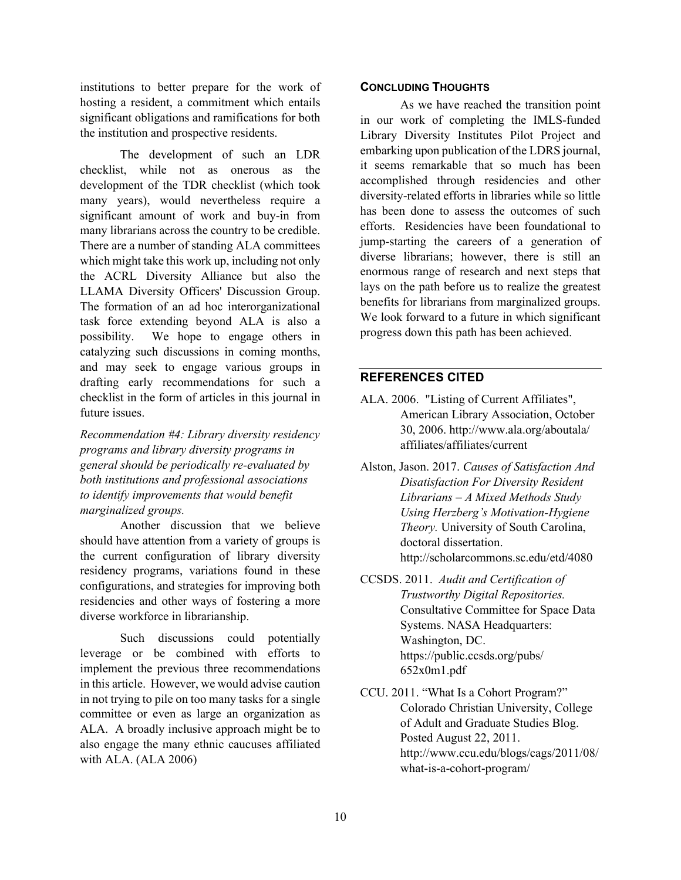institutions to better prepare for the work of hosting a resident, a commitment which entails significant obligations and ramifications for both the institution and prospective residents.

The development of such an LDR checklist, while not as onerous as the development of the TDR checklist (which took many years), would nevertheless require a significant amount of work and buy-in from many librarians across the country to be credible. There are a number of standing ALA committees which might take this work up, including not only the ACRL Diversity Alliance but also the LLAMA Diversity Officers' Discussion Group. The formation of an ad hoc interorganizational task force extending beyond ALA is also a possibility. We hope to engage others in catalyzing such discussions in coming months, and may seek to engage various groups in drafting early recommendations for such a checklist in the form of articles in this journal in future issues.

*Recommendation #4: Library diversity residency programs and library diversity programs in general should be periodically re-evaluated by both institutions and professional associations to identify improvements that would benefit marginalized groups.*

Another discussion that we believe should have attention from a variety of groups is the current configuration of library diversity residency programs, variations found in these configurations, and strategies for improving both residencies and other ways of fostering a more diverse workforce in librarianship.

Such discussions could potentially leverage or be combined with efforts to implement the previous three recommendations in this article. However, we would advise caution in not trying to pile on too many tasks for a single committee or even as large an organization as ALA. A broadly inclusive approach might be to also engage the many ethnic caucuses affiliated with ALA. (ALA 2006)

### CONCLUDING THOUGHTS

As we have reached the transition point in our work of completing the IMLS-funded Library Diversity Institutes Pilot Project and embarking upon publication of the LDRS journal, it seems remarkable that so much has been accomplished through residencies and other diversity-related efforts in libraries while so little has been done to assess the outcomes of such efforts. Residencies have been foundational to jump-starting the careers of a generation of diverse librarians; however, there is still an enormous range of research and next steps that lays on the path before us to realize the greatest benefits for librarians from marginalized groups. We look forward to a future in which significant progress down this path has been achieved.

## REFERENCES CITED

ALA. 2006. "Listing of Current Affiliates", American Library Association, October 30, 2006. http://www.ala.org/aboutala/affiliates/affiliates/current

Alston, Jason. 2017. *Causes of Satisfaction And Disatisfaction For Diversity Resident Librarians – A Mixed Methods Study Using Herzberg's Motivation-Hygiene Theory.* University of South Carolina, doctoral dissertation. http://scholarcommons.sc.edu/etd/4080

CCSDS. 2011. *Audit and Certification of Trustworthy Digital Repositories.* Consultative Committee for Space Data Systems. NASA Headquarters: Washington, DC. https://public.ccsds.org/pubs/652x0m1.pdf

CCU. 2011. "What Is a Cohort Program?" Colorado Christian University, College of Adult and Graduate Studies Blog. Posted August 22, 2011. http://www.ccu.edu/blogs/cags/2011/08/what-is-a-cohort-program/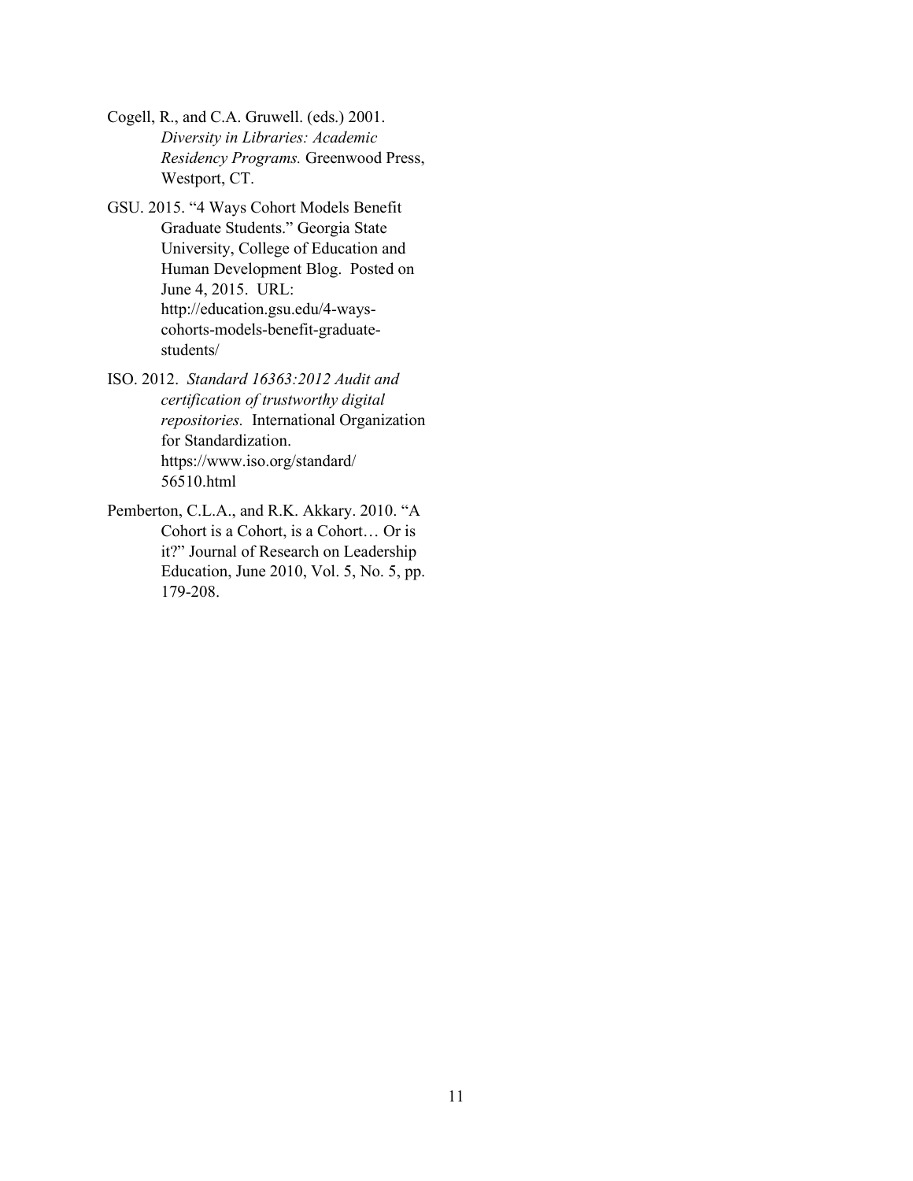Cogell, R., and C.A. Gruwell. (eds.) 2001. *Diversity in Libraries: Academic Residency Programs.* Greenwood Press, Westport, CT.

GSU. 2015. "4 Ways Cohort Models Benefit Graduate Students." Georgia State University, College of Education and Human Development Blog. Posted on June 4, 2015. URL: http://education.gsu.edu/4-ways-cohorts-models-benefit-graduate-students/

ISO. 2012. *Standard 16363:2012 Audit and certification of trustworthy digital repositories.* International Organization for Standardization. https://www.iso.org/standard/56510.html

Pemberton, C.L.A., and R.K. Akkary. 2010. "A Cohort is a Cohort, is a Cohort… Or is it?" Journal of Research on Leadership Education, June 2010, Vol. 5, No. 5, pp. 179-208.